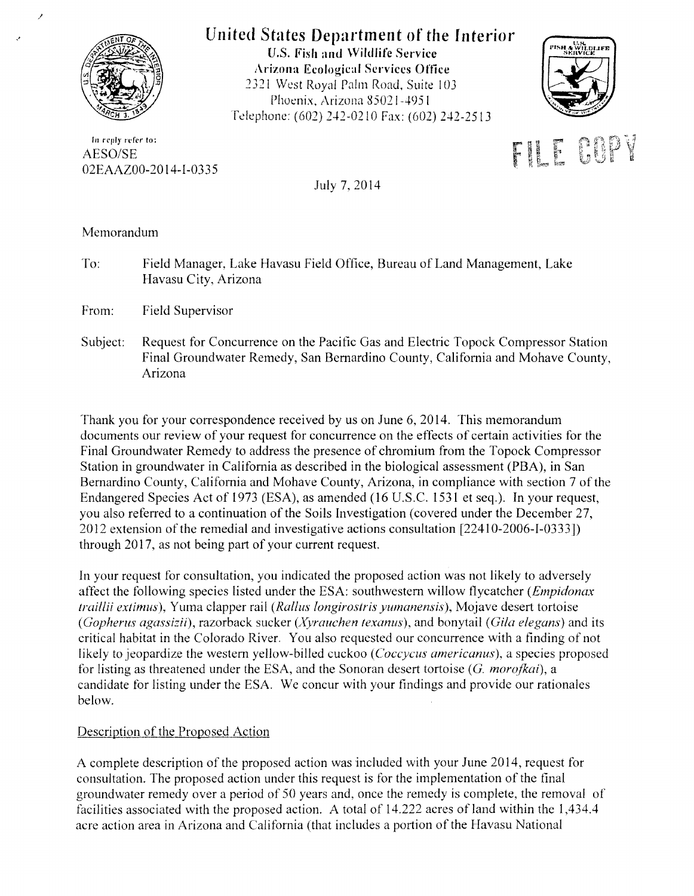# United States Department of the Interior

**U.S. Fish and Wildlife Service**
Arizona Ecological Services Office
2321 West Royal Palm Road, Suite 103
Phoenix, Arizona 85021-4951
Telephone: (602) 242-0210 Fax: (602) 242-2513

In reply refer to:
AESO/SE
02EAAZ00-2014-I-0335

FILE COPY

July 7, 2014

Memorandum

To: Field Manager, Lake Havasu Field Office, Bureau of Land Management, Lake Havasu City, Arizona

From: Field Supervisor

Subject: Request for Concurrence on the Pacific Gas and Electric Topock Compressor Station Final Groundwater Remedy, San Bernardino County, California and Mohave County, Arizona

Thank you for your correspondence received by us on June 6, 2014. This memorandum documents our review of your request for concurrence on the effects of certain activities for the Final Groundwater Remedy to address the presence of chromium from the Topock Compressor Station in groundwater in California as described in the biological assessment (PBA), in San Bernardino County, California and Mohave County, Arizona, in compliance with section 7 of the Endangered Species Act of 1973 (ESA), as amended (16 U.S.C. 1531 et seq.). In your request, you also referred to a continuation of the Soils Investigation (covered under the December 27, 2012 extension of the remedial and investigative actions consultation [22410-2006-I-0333]) through 2017, as not being part of your current request.

In your request for consultation, you indicated the proposed action was not likely to adversely affect the following species listed under the ESA: southwestern willow flycatcher (*Empidonax traillii extimus*), Yuma clapper rail (*Rallus longirostris yumanensis*), Mojave desert tortoise (*Gopherus agassizii*), razorback sucker (*Xyrauchen texanus*), and bonytail (*Gila elegans*) and its critical habitat in the Colorado River. You also requested our concurrence with a finding of not likely to jeopardize the western yellow-billed cuckoo (*Coccycus americanus*), a species proposed for listing as threatened under the ESA, and the Sonoran desert tortoise (*G. morofkai*), a candidate for listing under the ESA. We concur with your findings and provide our rationales below.

Description of the Proposed Action

A complete description of the proposed action was included with your June 2014, request for consultation. The proposed action under this request is for the implementation of the final groundwater remedy over a period of 50 years and, once the remedy is complete, the removal of facilities associated with the proposed action. A total of 14.222 acres of land within the 1,434.4 acre action area in Arizona and California (that includes a portion of the Havasu National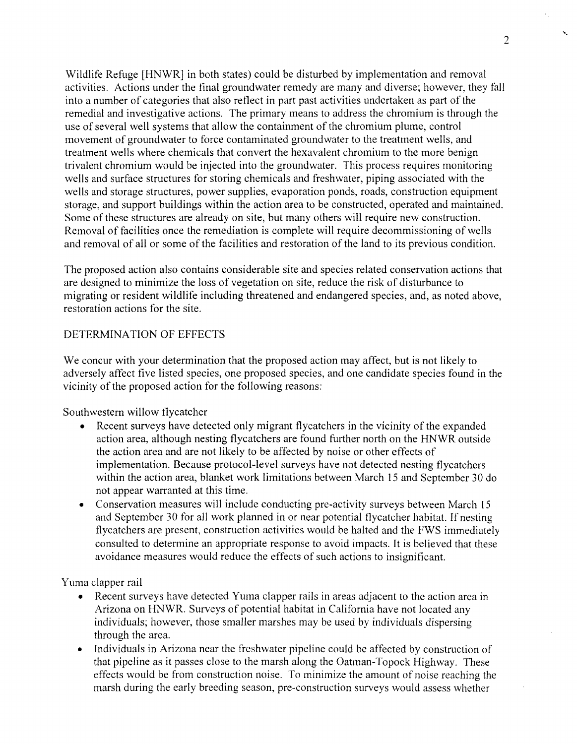Wildlife Refuge [HNWR] in both states) could be disturbed by implementation and removal activities. Actions under the final groundwater remedy are many and diverse; however, they fall into a number of categories that also reflect in part past activities undertaken as part of the remedial and investigative actions. The primary means to address the chromium is through the use of several well systems that allow the containment of the chromium plume, control movement of groundwater to force contaminated groundwater to the treatment wells, and treatment wells where chemicals that convert the hexavalent chromium to the more benign trivalent chromium would be injected into the groundwater. This process requires monitoring wells and surface structures for storing chemicals and freshwater, piping associated with the wells and storage structures, power supplies, evaporation ponds, roads, construction equipment storage, and support buildings within the action area to be constructed, operated and maintained. Some of these structures are already on site, but many others will require new construction. Removal of facilities once the remediation is complete will require decommissioning of wells and removal of all or some of the facilities and restoration of the land to its previous condition.

The proposed action also contains considerable site and species related conservation actions that are designed to minimize the loss of vegetation on site, reduce the risk of disturbance to migrating or resident wildlife including threatened and endangered species, and, as noted above, restoration actions for the site.

## DETERMINATION OF EFFECTS

We concur with your determination that the proposed action may affect, but is not likely to adversely affect five listed species, one proposed species, and one candidate species found in the vicinity of the proposed action for the following reasons:

Southwestern willow flycatcher

- Recent surveys have detected only migrant flycatchers in the vicinity of the expanded action area, although nesting flycatchers are found further north on the HNWR outside the action area and are not likely to be affected by noise or other effects of implementation. Because protocol-level surveys have not detected nesting flycatchers within the action area, blanket work limitations between March 15 and September 30 do not appear warranted at this time.
- Conservation measures will include conducting pre-activity surveys between March 15 and September 30 for all work planned in or near potential flycatcher habitat. If nesting flycatchers are present, construction activities would be halted and the FWS immediately consulted to determine an appropriate response to avoid impacts. It is believed that these avoidance measures would reduce the effects of such actions to insignificant.

Yuma clapper rail

- Recent surveys have detected Yuma clapper rails in areas adjacent to the action area in Arizona on HNWR. Surveys of potential habitat in California have not located any individuals; however, those smaller marshes may be used by individuals dispersing through the area.
- Individuals in Arizona near the freshwater pipeline could be affected by construction of that pipeline as it passes close to the marsh along the Oatman-Topock Highway. These effects would be from construction noise. To minimize the amount of noise reaching the marsh during the early breeding season, pre-construction surveys would assess whether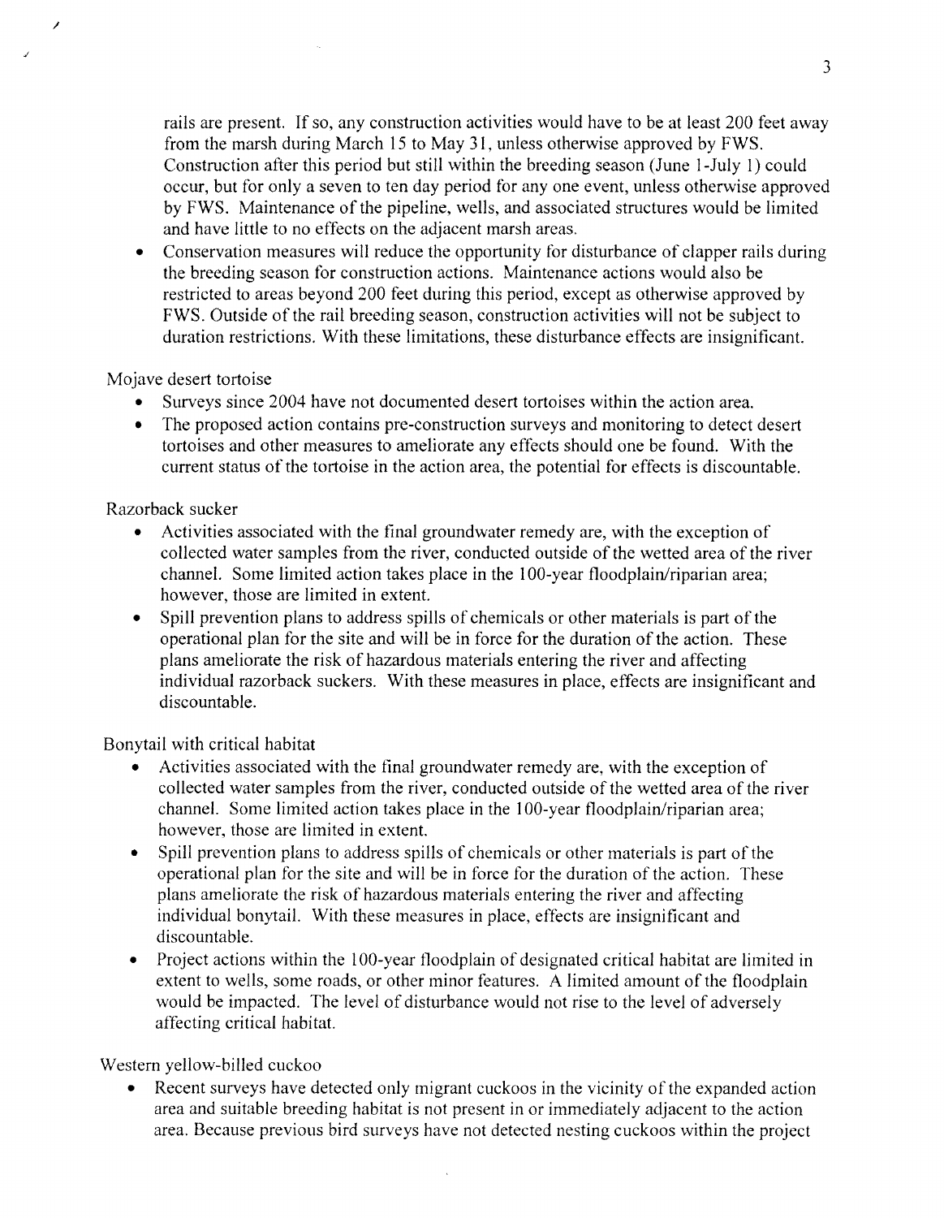rails are present. If so, any construction activities would have to be at least 200 feet away from the marsh during March 15 to May 31, unless otherwise approved by FWS. Construction after this period but still within the breeding season (June 1-July 1) could occur, but for only a seven to ten day period for any one event, unless otherwise approved by FWS. Maintenance of the pipeline, wells, and associated structures would be limited and have little to no effects on the adjacent marsh areas.

- Conservation measures will reduce the opportunity for disturbance of clapper rails during the breeding season for construction actions. Maintenance actions would also be restricted to areas beyond 200 feet during this period, except as otherwise approved by FWS. Outside of the rail breeding season, construction activities will not be subject to duration restrictions. With these limitations, these disturbance effects are insignificant.

Mojave desert tortoise

- Surveys since 2004 have not documented desert tortoises within the action area.
- The proposed action contains pre-construction surveys and monitoring to detect desert tortoises and other measures to ameliorate any effects should one be found. With the current status of the tortoise in the action area, the potential for effects is discountable.

Razorback sucker

- Activities associated with the final groundwater remedy are, with the exception of collected water samples from the river, conducted outside of the wetted area of the river channel. Some limited action takes place in the 100-year floodplain/riparian area; however, those are limited in extent.
- Spill prevention plans to address spills of chemicals or other materials is part of the operational plan for the site and will be in force for the duration of the action. These plans ameliorate the risk of hazardous materials entering the river and affecting individual razorback suckers. With these measures in place, effects are insignificant and discountable.

Bonytail with critical habitat

- Activities associated with the final groundwater remedy are, with the exception of collected water samples from the river, conducted outside of the wetted area of the river channel. Some limited action takes place in the 100-year floodplain/riparian area; however, those are limited in extent.
- Spill prevention plans to address spills of chemicals or other materials is part of the operational plan for the site and will be in force for the duration of the action. These plans ameliorate the risk of hazardous materials entering the river and affecting individual bonytail. With these measures in place, effects are insignificant and discountable.
- Project actions within the 100-year floodplain of designated critical habitat are limited in extent to wells, some roads, or other minor features. A limited amount of the floodplain would be impacted. The level of disturbance would not rise to the level of adversely affecting critical habitat.

Western yellow-billed cuckoo

- Recent surveys have detected only migrant cuckoos in the vicinity of the expanded action area and suitable breeding habitat is not present in or immediately adjacent to the action area. Because previous bird surveys have not detected nesting cuckoos within the project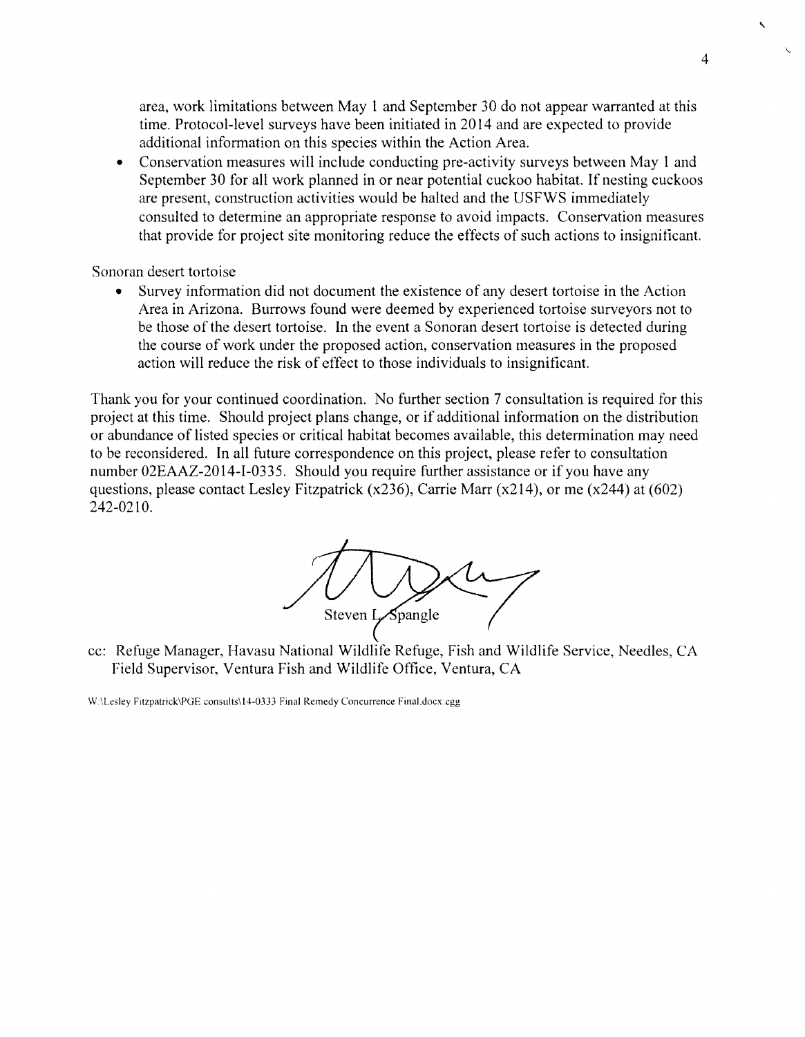area, work limitations between May 1 and September 30 do not appear warranted at this time. Protocol-level surveys have been initiated in 2014 and are expected to provide additional information on this species within the Action Area.

- Conservation measures will include conducting pre-activity surveys between May 1 and September 30 for all work planned in or near potential cuckoo habitat. If nesting cuckoos are present, construction activities would be halted and the USFWS immediately consulted to determine an appropriate response to avoid impacts. Conservation measures that provide for project site monitoring reduce the effects of such actions to insignificant.

Sonoran desert tortoise

- Survey information did not document the existence of any desert tortoise in the Action Area in Arizona. Burrows found were deemed by experienced tortoise surveyors not to be those of the desert tortoise. In the event a Sonoran desert tortoise is detected during the course of work under the proposed action, conservation measures in the proposed action will reduce the risk of effect to those individuals to insignificant.

Thank you for your continued coordination. No further section 7 consultation is required for this project at this time. Should project plans change, or if additional information on the distribution or abundance of listed species or critical habitat becomes available, this determination may need to be reconsidered. In all future correspondence on this project, please refer to consultation number 02EAAZ-2014-I-0335. Should you require further assistance or if you have any questions, please contact Lesley Fitzpatrick (x236), Carrie Marr (x214), or me (x244) at (602) 242-0210.

Steven L. Spangle

cc: Refuge Manager, Havasu National Wildlife Refuge, Fish and Wildlife Service, Needles, CA
Field Supervisor, Ventura Fish and Wildlife Office, Ventura, CA

W:\Lesley Fitzpatrick\PGE consults\14-0333 Final Remedy Concurrence Final.docx:cgg